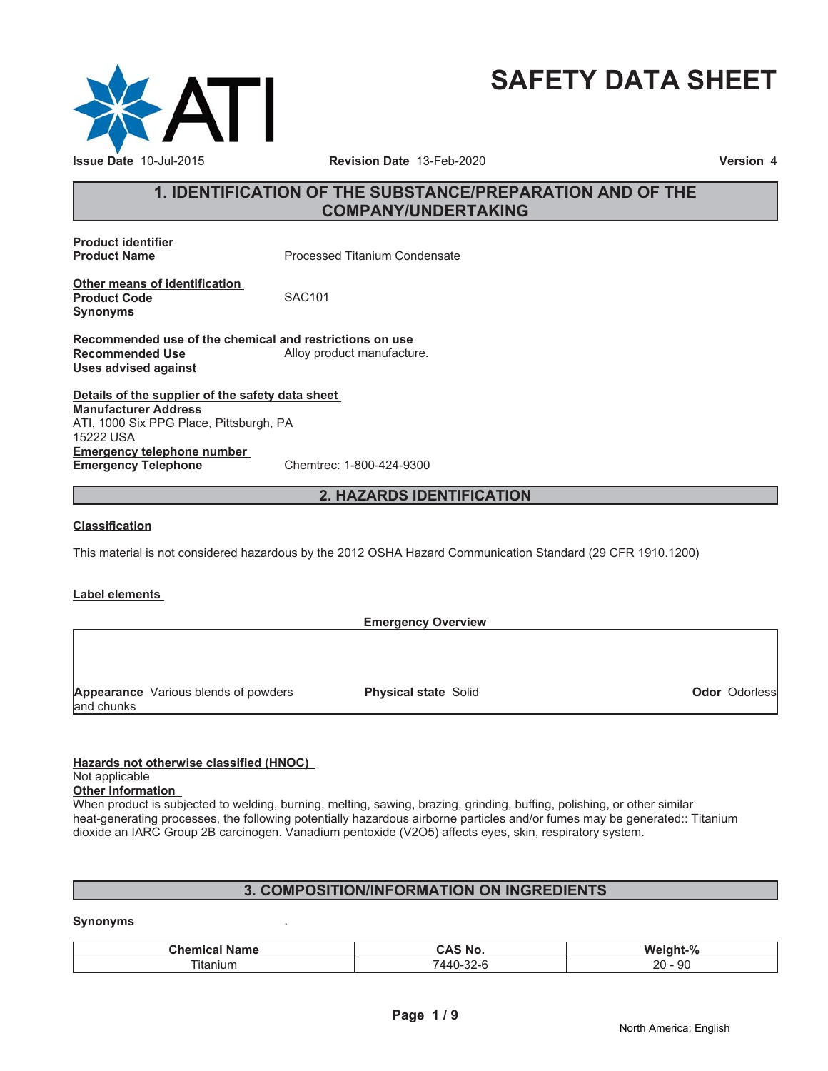# SAFETY DATA SHEET

**Issue Date** 10-Jul-2015 **Revision Date** 13-Feb-2020 **Version** 4

## 1. IDENTIFICATION OF THE SUBSTANCE/PREPARATION AND OF THE COMPANY/UNDERTAKING

**Product identifier**
**Product Name** Processed Titanium Condensate

**Other means of identification**
**Product Code** SAC101
**Synonyms**

**Recommended use of the chemical and restrictions on use**
**Recommended Use** Alloy product manufacture.
**Uses advised against**

**Details of the supplier of the safety data sheet**
**Manufacturer Address**
ATI, 1000 Six PPG Place, Pittsburgh, PA
15222 USA

**Emergency telephone number**
**Emergency Telephone** Chemtrec: 1-800-424-9300

## 2. HAZARDS IDENTIFICATION

**Classification**

This material is not considered hazardous by the 2012 OSHA Hazard Communication Standard (29 CFR 1910.1200)

**Label elements**

**Emergency Overview**

**Appearance** Various blends of powders and chunks **Physical state** Solid **Odor** Odorless

**Hazards not otherwise classified (HNOC)**
Not applicable

**Other Information**
When product is subjected to welding, burning, melting, sawing, brazing, grinding, buffing, polishing, or other similar heat-generating processes, the following potentially hazardous airborne particles and/or fumes may be generated:: Titanium dioxide an IARC Group 2B carcinogen. Vanadium pentoxide (V2O5) affects eyes, skin, respiratory system.

## 3. COMPOSITION/INFORMATION ON INGREDIENTS

**Synonyms** .

| Chemical Name | CAS No. | Weight-% |
| --- | --- | --- |
| Titanium | 7440-32-6 | 20 - 90 |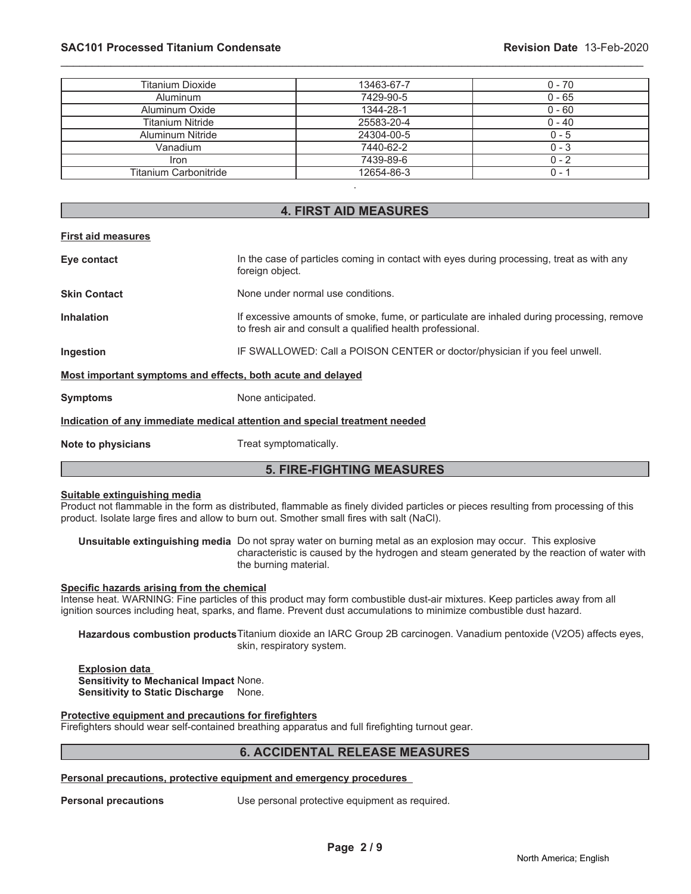| Titanium Dioxide | 13463-67-7 | 0 - 70 |
|---|---|---|
| Aluminum | 7429-90-5 | 0 - 65 |
| Aluminum Oxide | 1344-28-1 | 0 - 60 |
| Titanium Nitride | 25583-20-4 | 0 - 40 |
| Aluminum Nitride | 24304-00-5 | 0 - 5 |
| Vanadium | 7440-62-2 | 0 - 3 |
| Iron | 7439-89-6 | 0 - 2 |
| Titanium Carbonitride | 12654-86-3 | 0 - 1 |

.

## 4. FIRST AID MEASURES

**First aid measures**

**Eye contact** In the case of particles coming in contact with eyes during processing, treat as with any foreign object.

**Skin Contact** None under normal use conditions.

**Inhalation** If excessive amounts of smoke, fume, or particulate are inhaled during processing, remove to fresh air and consult a qualified health professional.

**Ingestion** IF SWALLOWED: Call a POISON CENTER or doctor/physician if you feel unwell.

**Most important symptoms and effects, both acute and delayed**

**Symptoms** None anticipated.

**Indication of any immediate medical attention and special treatment needed**

**Note to physicians** Treat symptomatically.

## 5. FIRE-FIGHTING MEASURES

**Suitable extinguishing media**

Product not flammable in the form as distributed, flammable as finely divided particles or pieces resulting from processing of this product. Isolate large fires and allow to burn out. Smother small fires with salt (NaCl).

**Unsuitable extinguishing media** Do not spray water on burning metal as an explosion may occur. This explosive characteristic is caused by the hydrogen and steam generated by the reaction of water with the burning material.

**Specific hazards arising from the chemical**

Intense heat. WARNING: Fine particles of this product may form combustible dust-air mixtures. Keep particles away from all ignition sources including heat, sparks, and flame. Prevent dust accumulations to minimize combustible dust hazard.

**Hazardous combustion products** Titanium dioxide an IARC Group 2B carcinogen. Vanadium pentoxide ($V_2O_5$) affects eyes, skin, respiratory system.

**Explosion data**
**Sensitivity to Mechanical Impact** None.
**Sensitivity to Static Discharge** None.

**Protective equipment and precautions for firefighters**

Firefighters should wear self-contained breathing apparatus and full firefighting turnout gear.

## 6. ACCIDENTAL RELEASE MEASURES

**Personal precautions, protective equipment and emergency procedures**

**Personal precautions** Use personal protective equipment as required.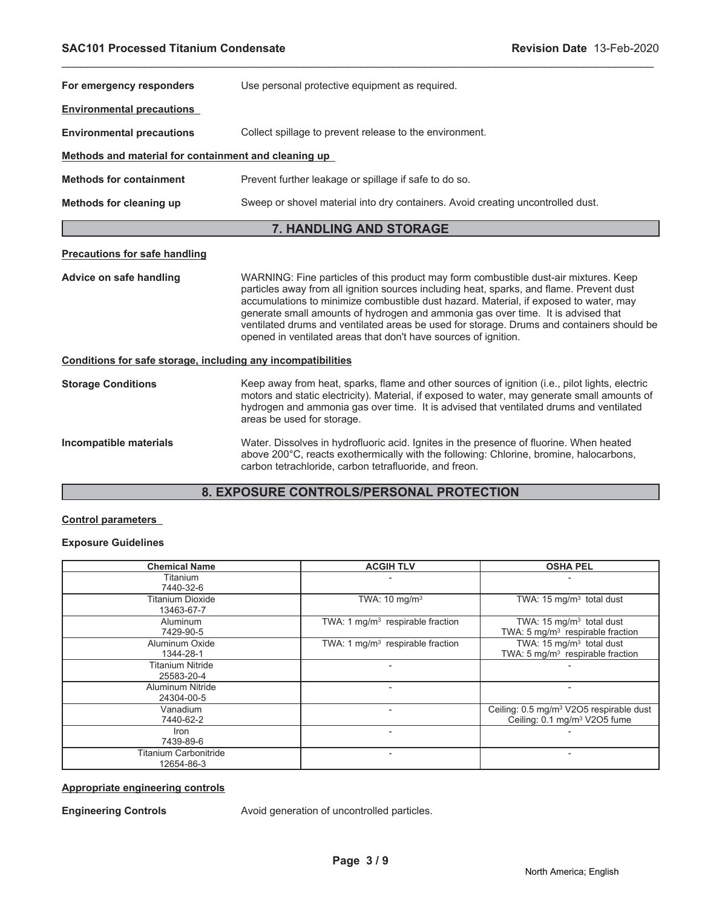**For emergency responders** Use personal protective equipment as required.

**Environmental precautions**

**Environmental precautions** Collect spillage to prevent release to the environment.

**Methods and material for containment and cleaning up**

**Methods for containment** Prevent further leakage or spillage if safe to do so.

**Methods for cleaning up** Sweep or shovel material into dry containers. Avoid creating uncontrolled dust.

## 7. HANDLING AND STORAGE

**Precautions for safe handling**

**Advice on safe handling** WARNING: Fine particles of this product may form combustible dust-air mixtures. Keep particles away from all ignition sources including heat, sparks, and flame. Prevent dust accumulations to minimize combustible dust hazard. Material, if exposed to water, may generate small amounts of hydrogen and ammonia gas over time. It is advised that ventilated drums and ventilated areas be used for storage. Drums and containers should be opened in ventilated areas that don't have sources of ignition.

**Conditions for safe storage, including any incompatibilities**

**Storage Conditions** Keep away from heat, sparks, flame and other sources of ignition (i.e., pilot lights, electric motors and static electricity). Material, if exposed to water, may generate small amounts of hydrogen and ammonia gas over time. It is advised that ventilated drums and ventilated areas be used for storage.

**Incompatible materials** Water. Dissolves in hydrofluoric acid. Ignites in the presence of fluorine. When heated above 200°C, reacts exothermically with the following: Chlorine, bromine, halocarbons, carbon tetrachloride, carbon tetrafluoride, and freon.

## 8. EXPOSURE CONTROLS/PERSONAL PROTECTION

**Control parameters**

**Exposure Guidelines**

| Chemical Name | ACGIH TLV | OSHA PEL |
|---|---|---|
| Titanium 7440-32-6 | - | - |
| Titanium Dioxide 13463-67-7 | TWA: 10 mg/m$^3$ | TWA: 15 mg/m$^3$ total dust |
| Aluminum 7429-90-5 | TWA: 1 mg/m$^3$ respirable fraction | TWA: 15 mg/m$^3$ total dust TWA: 5 mg/m$^3$ respirable fraction |
| Aluminum Oxide 1344-28-1 | TWA: 1 mg/m$^3$ respirable fraction | TWA: 15 mg/m$^3$ total dust TWA: 5 mg/m$^3$ respirable fraction |
| Titanium Nitride 25583-20-4 | - | - |
| Aluminum Nitride 24304-00-5 | - | - |
| Vanadium 7440-62-2 | - | Ceiling: 0.5 mg/m$^3$ $V_2O_5$ respirable dust Ceiling: 0.1 mg/m$^3$ $V_2O_5$ fume |
| Iron 7439-89-6 | - | - |
| Titanium Carbonitride 12654-86-3 | - | - |

**Appropriate engineering controls**

**Engineering Controls** Avoid generation of uncontrolled particles.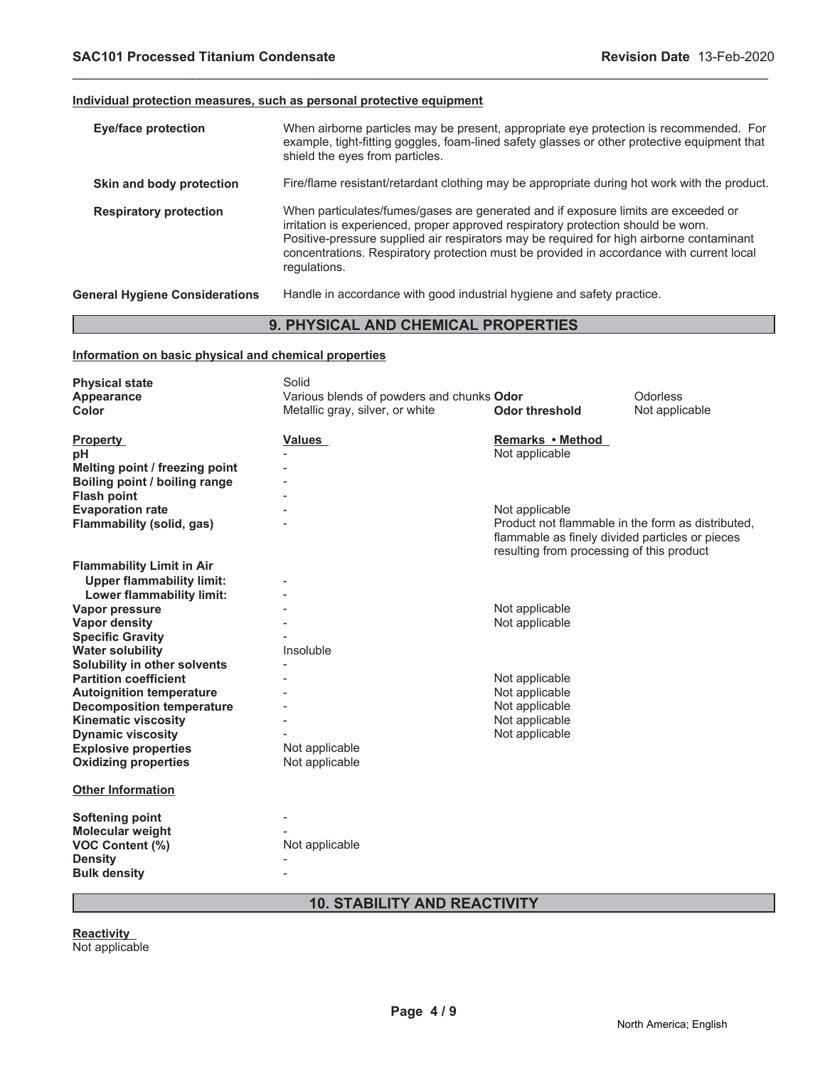#### Individual protection measures, such as personal protective equipment

| | |
|---|---|
| **Eye/face protection** | When airborne particles may be present, appropriate eye protection is recommended. For example, tight-fitting goggles, foam-lined safety glasses or other protective equipment that shield the eyes from particles. |
| **Skin and body protection** | Fire/flame resistant/retardant clothing may be appropriate during hot work with the product. |
| **Respiratory protection** | When particulates/fumes/gases are generated and if exposure limits are exceeded or irritation is experienced, proper approved respiratory protection should be worn. Positive-pressure supplied air respirators may be required for high airborne contaminant concentrations. Respiratory protection must be provided in accordance with current local regulations. |

**General Hygiene Considerations** Handle in accordance with good industrial hygiene and safety practice.

## 9. PHYSICAL AND CHEMICAL PROPERTIES

#### Information on basic physical and chemical properties

| | | | |
|---|---|---|---|
| **Physical state** | Solid | | |
| **Appearance** | Various blends of powders and chunks | **Odor** | Odorless |
| **Color** | Metallic gray, silver, or white | **Odor threshold** | Not applicable |

| **Property** | **Values** | **Remarks • Method** |
|---|---|---|
| **pH** | - | Not applicable |
| **Melting point / freezing point** | - | |
| **Boiling point / boiling range** | - | |
| **Flash point** | - | |
| **Evaporation rate** | - | Not applicable |
| **Flammability (solid, gas)** | - | Product not flammable in the form as distributed, flammable as finely divided particles or pieces resulting from processing of this product |
| **Flammability Limit in Air** | | |
| **Upper flammability limit:** | - | |
| **Lower flammability limit:** | - | |
| **Vapor pressure** | - | Not applicable |
| **Vapor density** | - | Not applicable |
| **Specific Gravity** | - | |
| **Water solubility** | Insoluble | |
| **Solubility in other solvents** | - | |
| **Partition coefficient** | - | Not applicable |
| **Autoignition temperature** | - | Not applicable |
| **Decomposition temperature** | - | Not applicable |
| **Kinematic viscosity** | - | Not applicable |
| **Dynamic viscosity** | - | Not applicable |
| **Explosive properties** | Not applicable | |
| **Oxidizing properties** | Not applicable | |

#### Other Information

| | |
|---|---|
| **Softening point** | - |
| **Molecular weight** | - |
| **VOC Content (%)** | Not applicable |
| **Density** | - |
| **Bulk density** | - |

## 10. STABILITY AND REACTIVITY

#### Reactivity

Not applicable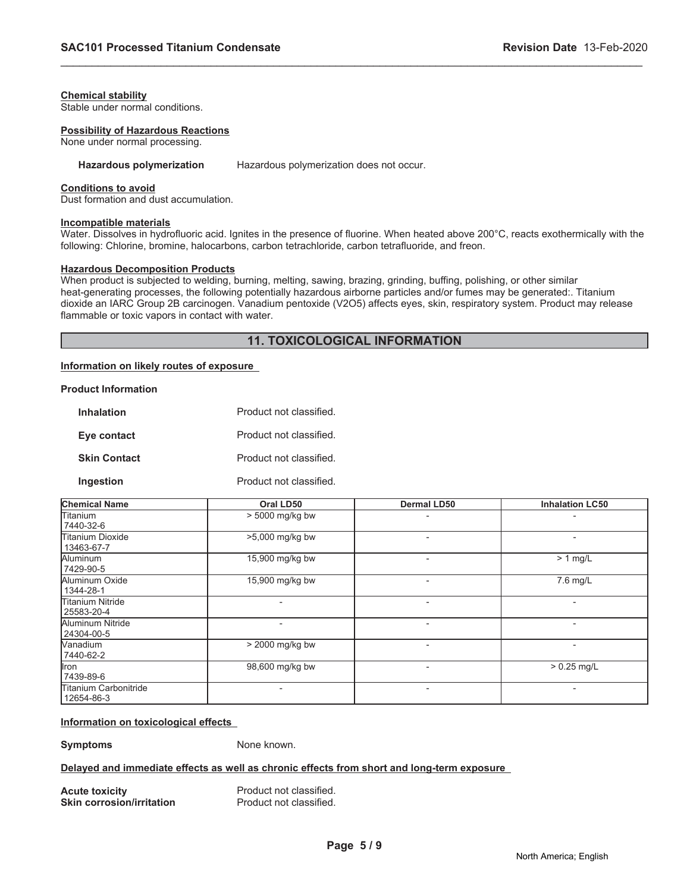**Chemical stability**
Stable under normal conditions.

**Possibility of Hazardous Reactions**
None under normal processing.

**Hazardous polymerization** Hazardous polymerization does not occur.

**Conditions to avoid**
Dust formation and dust accumulation.

**Incompatible materials**
Water. Dissolves in hydrofluoric acid. Ignites in the presence of fluorine. When heated above 200°C, reacts exothermically with the following: Chlorine, bromine, halocarbons, carbon tetrachloride, carbon tetrafluoride, and freon.

**Hazardous Decomposition Products**
When product is subjected to welding, burning, melting, sawing, brazing, grinding, buffing, polishing, or other similar heat-generating processes, the following potentially hazardous airborne particles and/or fumes may be generated:. Titanium dioxide an IARC Group 2B carcinogen. Vanadium pentoxide (V2O5) affects eyes, skin, respiratory system. Product may release flammable or toxic vapors in contact with water.

## 11. TOXICOLOGICAL INFORMATION

**Information on likely routes of exposure**

**Product Information**

**Inhalation** Product not classified.

**Eye contact** Product not classified.

**Skin Contact** Product not classified.

**Ingestion** Product not classified.

| Chemical Name | Oral LD50 | Dermal LD50 | Inhalation LC50 |
|---|---|---|---|
| Titanium<br>7440-32-6 | > 5000 mg/kg bw | - | - |
| Titanium Dioxide<br>13463-67-7 | >5,000 mg/kg bw | - | - |
| Aluminum<br>7429-90-5 | 15,900 mg/kg bw | - | > 1 mg/L |
| Aluminum Oxide<br>1344-28-1 | 15,900 mg/kg bw | - | 7.6 mg/L |
| Titanium Nitride<br>25583-20-4 | - | - | - |
| Aluminum Nitride<br>24304-00-5 | - | - | - |
| Vanadium<br>7440-62-2 | > 2000 mg/kg bw | - | - |
| Iron<br>7439-89-6 | 98,600 mg/kg bw | - | > 0.25 mg/L |
| Titanium Carbonitride<br>12654-86-3 | - | - | - |

**Information on toxicological effects**

**Symptoms** None known.

**Delayed and immediate effects as well as chronic effects from short and long-term exposure**

**Acute toxicity** Product not classified.
**Skin corrosion/irritation** Product not classified.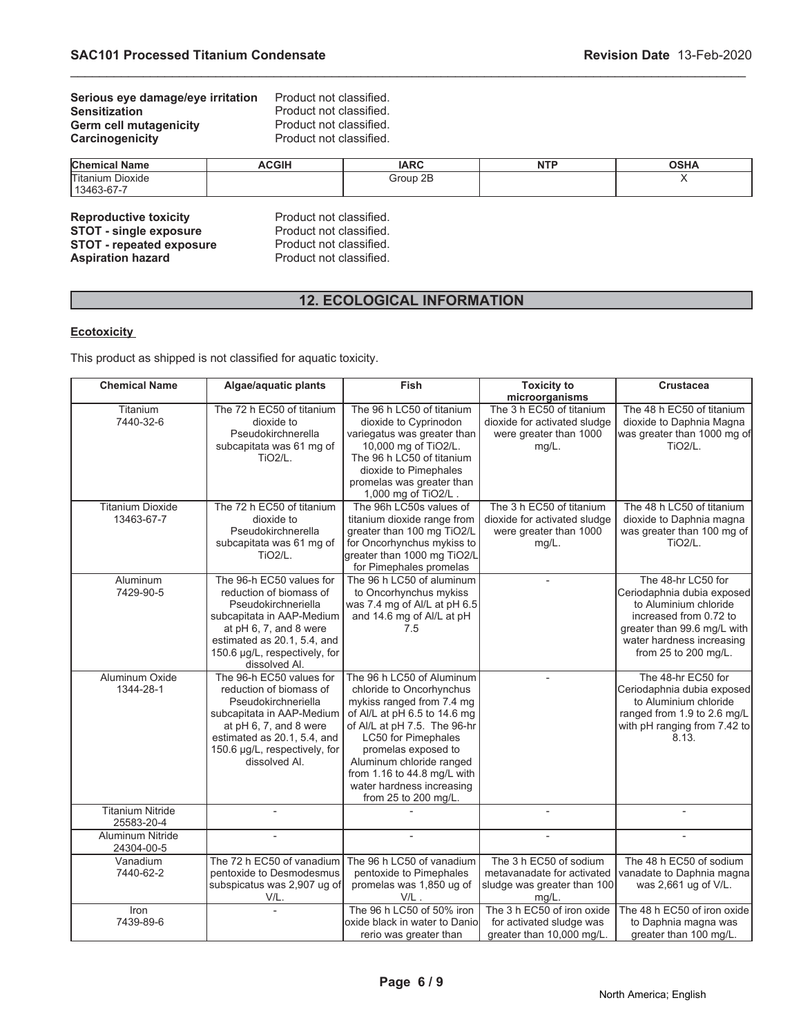**Serious eye damage/eye irritation** Product not classified.
**Sensitization** Product not classified.
**Germ cell mutagenicity** Product not classified.
**Carcinogenicity** Product not classified.

| Chemical Name | ACGIH | IARC | NTP | OSHA |
|---|---|---|---|---|
| Titanium Dioxide 13463-67-7 | | Group 2B | | X |

**Reproductive toxicity** Product not classified.
**STOT - single exposure** Product not classified.
**STOT - repeated exposure** Product not classified.
**Aspiration hazard** Product not classified.

## 12. ECOLOGICAL INFORMATION

**Ecotoxicity**

This product as shipped is not classified for aquatic toxicity.

| Chemical Name | Algae/aquatic plants | Fish | Toxicity to microorganisms | Crustacea |
|---|---|---|---|---|
| Titanium 7440-32-6 | The 72 h EC50 of titanium dioxide to Pseudokirchnerella subcapitata was 61 mg of TiO2/L. | The 96 h LC50 of titanium dioxide to Cyprinodon variegatus was greater than 10,000 mg of TiO2/L. The 96 h LC50 of titanium dioxide to Pimephales promelas was greater than 1,000 mg of TiO2/L . | The 3 h EC50 of titanium dioxide for activated sludge were greater than 1000 mg/L. | The 48 h EC50 of titanium dioxide to Daphnia Magna was greater than 1000 mg of TiO2/L. |
| Titanium Dioxide 13463-67-7 | The 72 h EC50 of titanium dioxide to Pseudokirchnerella subcapitata was 61 mg of TiO2/L. | The 96h LC50s values of titanium dioxide range from greater than 100 mg TiO2/L for Oncorhynchus mykiss to greater than 1000 mg TiO2/L for Pimephales promelas | The 3 h EC50 of titanium dioxide for activated sludge were greater than 1000 mg/L. | The 48 h LC50 of titanium dioxide to Daphnia magna was greater than 100 mg of TiO2/L. |
| Aluminum 7429-90-5 | The 96-h EC50 values for reduction of biomass of Pseudokirchneriella subcapitata in AAP-Medium at pH 6, 7, and 8 were estimated as 20.1, 5.4, and 150.6 µg/L, respectively, for dissolved Al. | The 96 h LC50 of aluminum to Oncorhynchus mykiss was 7.4 mg of Al/L at pH 6.5 and 14.6 mg of Al/L at pH 7.5 | - | The 48-hr LC50 for Ceriodaphnia dubia exposed to Aluminium chloride increased from 0.72 to greater than 99.6 mg/L with water hardness increasing from 25 to 200 mg/L. |
| Aluminum Oxide 1344-28-1 | The 96-h EC50 values for reduction of biomass of Pseudokirchneriella subcapitata in AAP-Medium at pH 6, 7, and 8 were estimated as 20.1, 5.4, and 150.6 µg/L, respectively, for dissolved Al. | The 96 h LC50 of Aluminum chloride to Oncorhynchus mykiss ranged from 7.4 mg of Al/L at pH 6.5 to 14.6 mg of Al/L at pH 7.5. The 96-hr LC50 for Pimephales promelas exposed to Aluminum chloride ranged from 1.16 to 44.8 mg/L with water hardness increasing from 25 to 200 mg/L. | - | The 48-hr EC50 for Ceriodaphnia dubia exposed to Aluminium chloride ranged from 1.9 to 2.6 mg/L with pH ranging from 7.42 to 8.13. |
| Titanium Nitride 25583-20-4 | - | - | - | - |
| Aluminum Nitride 24304-00-5 | - | - | - | - |
| Vanadium 7440-62-2 | The 72 h EC50 of vanadium pentoxide to Desmodesmus subspicatus was 2,907 ug of V/L. | The 96 h LC50 of vanadium pentoxide to Pimephales promelas was 1,850 ug of V/L . | The 3 h EC50 of sodium metavanadate for activated sludge was greater than 100 mg/L. | The 48 h EC50 of sodium vanadate to Daphnia magna was 2,661 ug of V/L. |
| Iron 7439-89-6 | - | The 96 h LC50 of 50% iron oxide black in water to Danio rerio was greater than | The 3 h EC50 of iron oxide for activated sludge was greater than 10,000 mg/L. | The 48 h EC50 of iron oxide to Daphnia magna was greater than 100 mg/L. |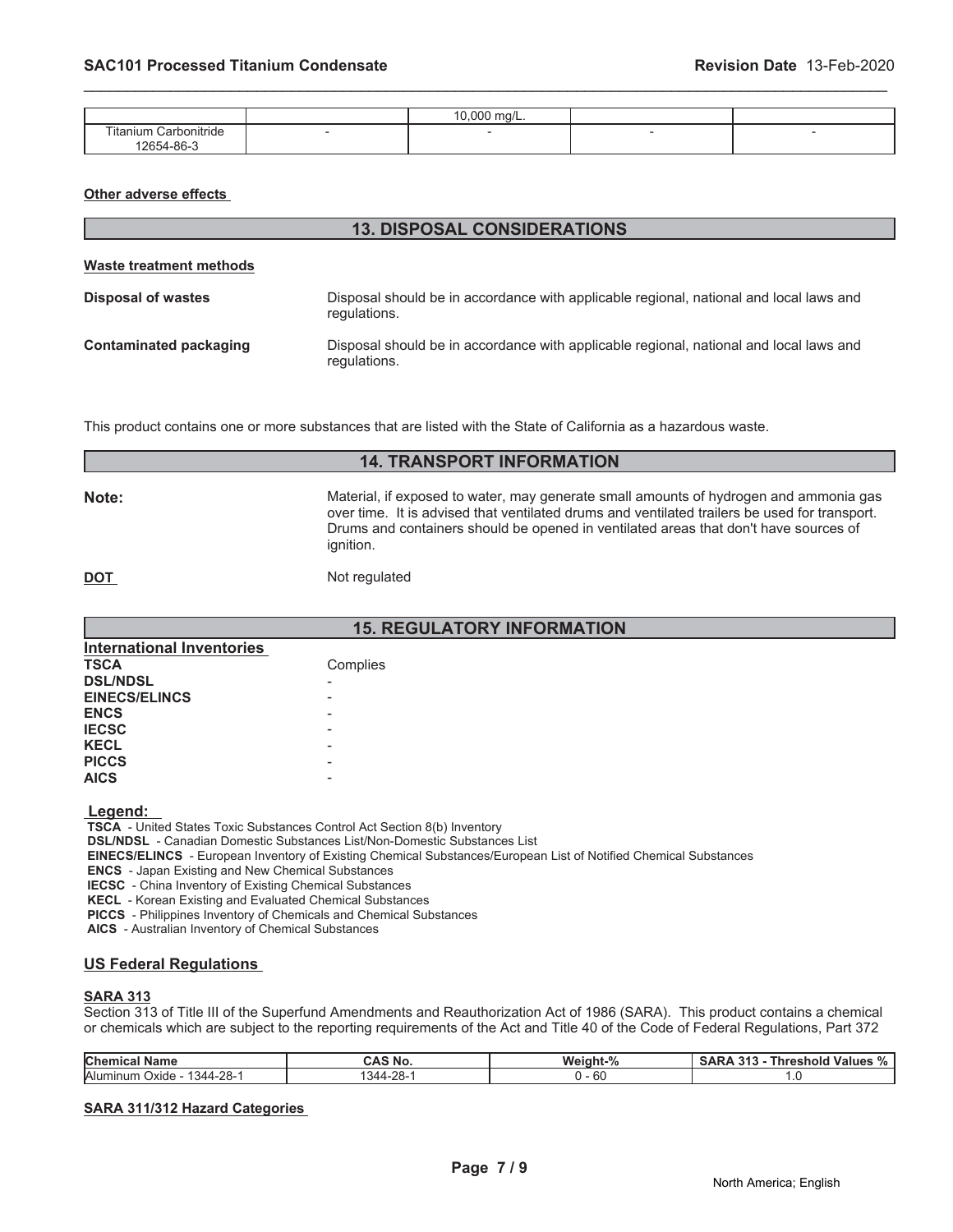| | | 10,000 mg/L. | | |
|---|---|---|---|---|
| Titanium Carbonitride<br>12654-86-3 | - | - | - | - |

**Other adverse effects**

## 13. DISPOSAL CONSIDERATIONS

**Waste treatment methods**

**Disposal of wastes** Disposal should be in accordance with applicable regional, national and local laws and regulations.

**Contaminated packaging** Disposal should be in accordance with applicable regional, national and local laws and regulations.

This product contains one or more substances that are listed with the State of California as a hazardous waste.

## 14. TRANSPORT INFORMATION

**Note:** Material, if exposed to water, may generate small amounts of hydrogen and ammonia gas over time. It is advised that ventilated drums and ventilated trailers be used for transport. Drums and containers should be opened in ventilated areas that don't have sources of ignition.

**DOT** Not regulated

## 15. REGULATORY INFORMATION

**International Inventories**

| | |
|---|---|
| **TSCA** | Complies |
| **DSL/NDSL** | - |
| **EINECS/ELINCS** | - |
| **ENCS** | - |
| **IECSC** | - |
| **KECL** | - |
| **PICCS** | - |
| **AICS** | - |

**Legend:**

**TSCA** - United States Toxic Substances Control Act Section 8(b) Inventory
**DSL/NDSL** - Canadian Domestic Substances List/Non-Domestic Substances List
**EINECS/ELINCS** - European Inventory of Existing Chemical Substances/European List of Notified Chemical Substances
**ENCS** - Japan Existing and New Chemical Substances
**IECSC** - China Inventory of Existing Chemical Substances
**KECL** - Korean Existing and Evaluated Chemical Substances
**PICCS** - Philippines Inventory of Chemicals and Chemical Substances
**AICS** - Australian Inventory of Chemical Substances

**US Federal Regulations**

**SARA 313**

Section 313 of Title III of the Superfund Amendments and Reauthorization Act of 1986 (SARA). This product contains a chemical or chemicals which are subject to the reporting requirements of the Act and Title 40 of the Code of Federal Regulations, Part 372

| Chemical Name | CAS No. | Weight-% | SARA 313 - Threshold Values % |
|---|---|---|---|
| Aluminum Oxide - 1344-28-1 | 1344-28-1 | 0 - 60 | 1.0 |

**SARA 311/312 Hazard Categories**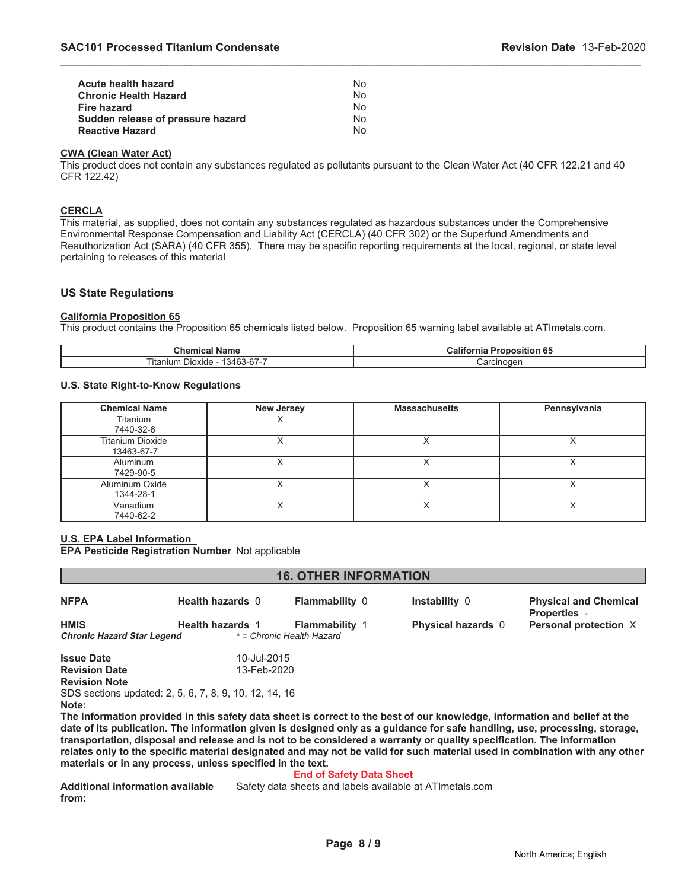| | |
|---|---|
| **Acute health hazard** | No |
| **Chronic Health Hazard** | No |
| **Fire hazard** | No |
| **Sudden release of pressure hazard** | No |
| **Reactive Hazard** | No |

**CWA (Clean Water Act)**

This product does not contain any substances regulated as pollutants pursuant to the Clean Water Act (40 CFR 122.21 and 40 CFR 122.42)

**CERCLA**

This material, as supplied, does not contain any substances regulated as hazardous substances under the Comprehensive Environmental Response Compensation and Liability Act (CERCLA) (40 CFR 302) or the Superfund Amendments and Reauthorization Act (SARA) (40 CFR 355). There may be specific reporting requirements at the local, regional, or state level pertaining to releases of this material

## US State Regulations

**California Proposition 65**

This product contains the Proposition 65 chemicals listed below. Proposition 65 warning label available at ATImetals.com.

| Chemical Name | California Proposition 65 |
|---|---|
| Titanium Dioxide - 13463-67-7 | Carcinogen |

**U.S. State Right-to-Know Regulations**

| Chemical Name | New Jersey | Massachusetts | Pennsylvania |
|---|---|---|---|
| Titanium 7440-32-6 | X | | |
| Titanium Dioxide 13463-67-7 | X | X | X |
| Aluminum 7429-90-5 | X | X | X |
| Aluminum Oxide 1344-28-1 | X | X | X |
| Vanadium 7440-62-2 | X | X | X |

**U.S. EPA Label Information**

**EPA Pesticide Registration Number** Not applicable

## 16. OTHER INFORMATION

| | | | | |
|---|---|---|---|---|
| **NFPA** | **Health hazards** 0 | **Flammability** 0 | **Instability** 0 | **Physical and Chemical Properties** - |
| **HMIS** | **Health hazards** 1 | **Flammability** 1 | **Physical hazards** 0 | **Personal protection** X |

***Chronic Hazard Star Legend*** *\* = Chronic Health Hazard*

**Issue Date** 10-Jul-2015
**Revision Date** 13-Feb-2020
**Revision Note**
SDS sections updated: 2, 5, 6, 7, 8, 9, 10, 12, 14, 16

**Note:**

**The information provided in this safety data sheet is correct to the best of our knowledge, information and belief at the date of its publication. The information given is designed only as a guidance for safe handling, use, processing, storage, transportation, disposal and release and is not to be considered a warranty or quality specification. The information relates only to the specific material designated and may not be valid for such material used in combination with any other materials or in any process, unless specified in the text.**

**End of Safety Data Sheet**

**Additional information available from:** Safety data sheets and labels available at ATImetals.com